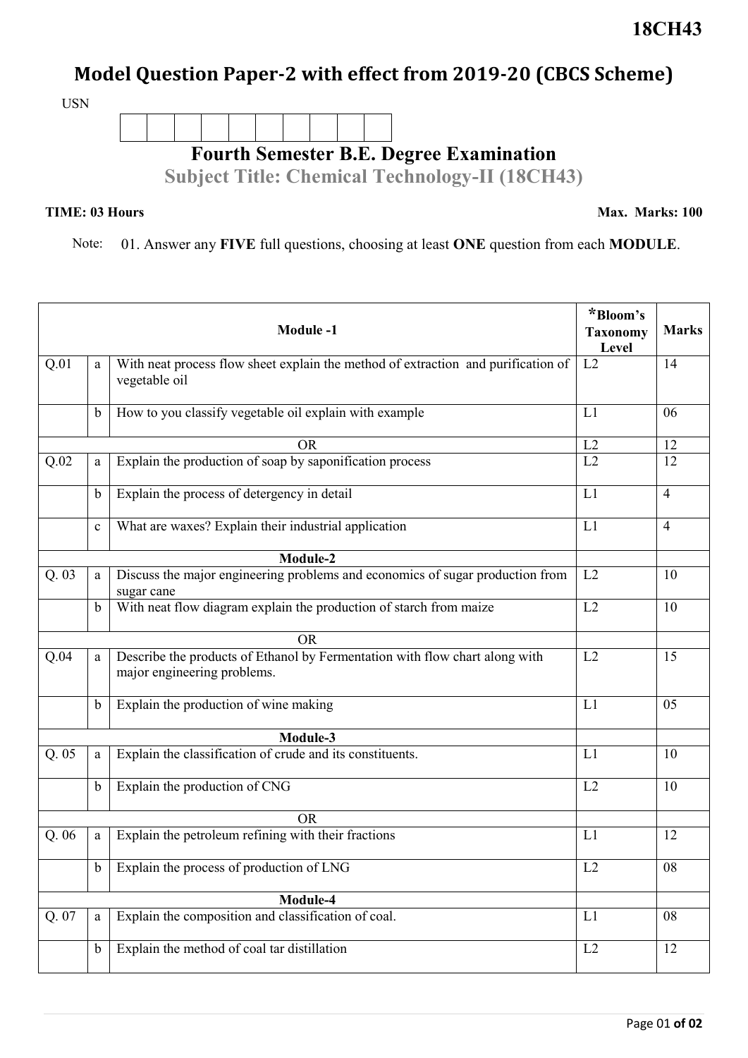**18CH43**

# Model Question Paper-2 with effect from 2019-20 (CBCS Scheme)

USN

| | | | | | | | | | |
|---|---|---|---|---|---|---|---|---|---|
| | | | | | | | | | |

## Fourth Semester B.E. Degree Examination

### Subject Title: Chemical Technology-II (18CH43)

**TIME: 03 Hours** **Max. Marks: 100**

Note: 01. Answer any **FIVE** full questions, choosing at least **ONE** question from each **MODULE**.

| | | **Module -1** | ***Bloom's Taxonomy Level** | **Marks** |
|---|---|---|---|---|
| Q.01 | a | With neat process flow sheet explain the method of extraction and purification of vegetable oil | L2 | 14 |
| | b | How to you classify vegetable oil explain with example | L1 | 06 |
| | | OR | L2 | 12 |
| Q.02 | a | Explain the production of soap by saponification process | L2 | 12 |
| | b | Explain the process of detergency in detail | L1 | 4 |
| | c | What are waxes? Explain their industrial application | L1 | 4 |
| | | **Module-2** | | |
| Q. 03 | a | Discuss the major engineering problems and economics of sugar production from sugar cane | L2 | 10 |
| | b | With neat flow diagram explain the production of starch from maize | L2 | 10 |
| | | OR | | |
| Q.04 | a | Describe the products of Ethanol by Fermentation with flow chart along with major engineering problems. | L2 | 15 |
| | b | Explain the production of wine making | L1 | 05 |
| | | **Module-3** | | |
| Q. 05 | a | Explain the classification of crude and its constituents. | L1 | 10 |
| | b | Explain the production of CNG | L2 | 10 |
| | | OR | | |
| Q. 06 | a | Explain the petroleum refining with their fractions | L1 | 12 |
| | b | Explain the process of production of LNG | L2 | 08 |
| | | **Module-4** | | |
| Q. 07 | a | Explain the composition and classification of coal. | L1 | 08 |
| | b | Explain the method of coal tar distillation | L2 | 12 |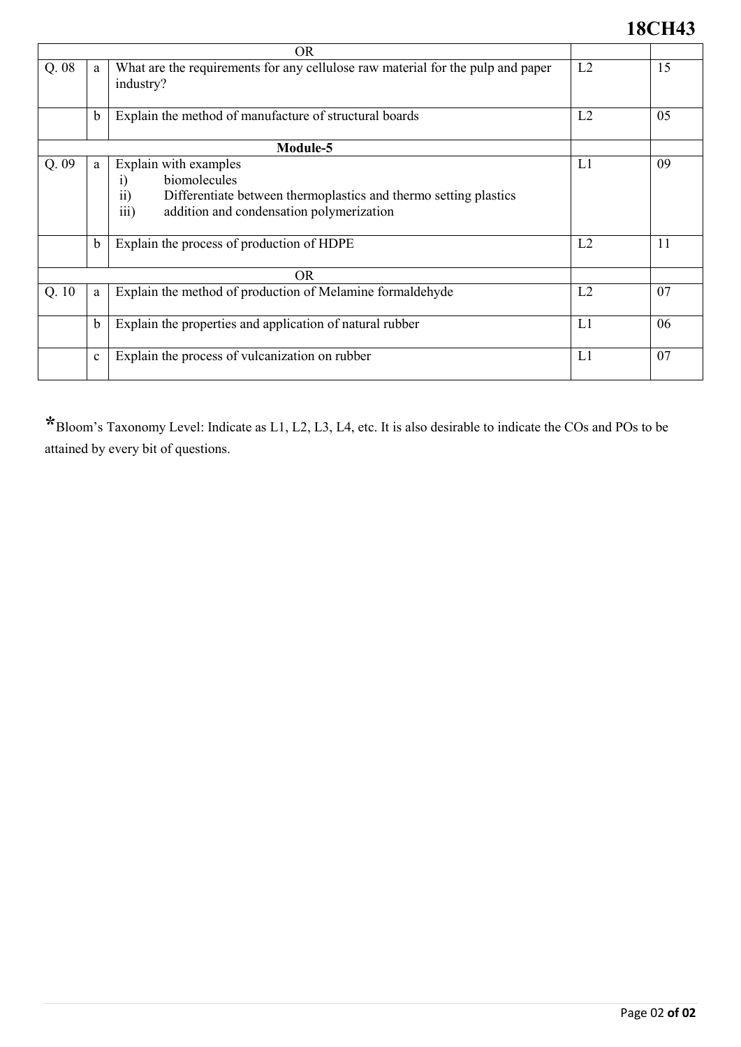| | | | | |
|---|---|---|---|---|
| | | OR | | |
| Q. 08 | a | What are the requirements for any cellulose raw material for the pulp and paper industry? | L2 | 15 |
| | b | Explain the method of manufacture of structural boards | L2 | 05 |
| | | **Module-5** | | |
| Q. 09 | a | Explain with examples<br>i) biomolecules<br>ii) Differentiate between thermoplastics and thermo setting plastics<br>iii) addition and condensation polymerization | L1 | 09 |
| | b | Explain the process of production of HDPE | L2 | 11 |
| | | OR | | |
| Q. 10 | a | Explain the method of production of Melamine formaldehyde | L2 | 07 |
| | b | Explain the properties and application of natural rubber | L1 | 06 |
| | c | Explain the process of vulcanization on rubber | L1 | 07 |

*Bloom's Taxonomy Level: Indicate as L1, L2, L3, L4, etc. It is also desirable to indicate the COs and POs to be attained by every bit of questions.